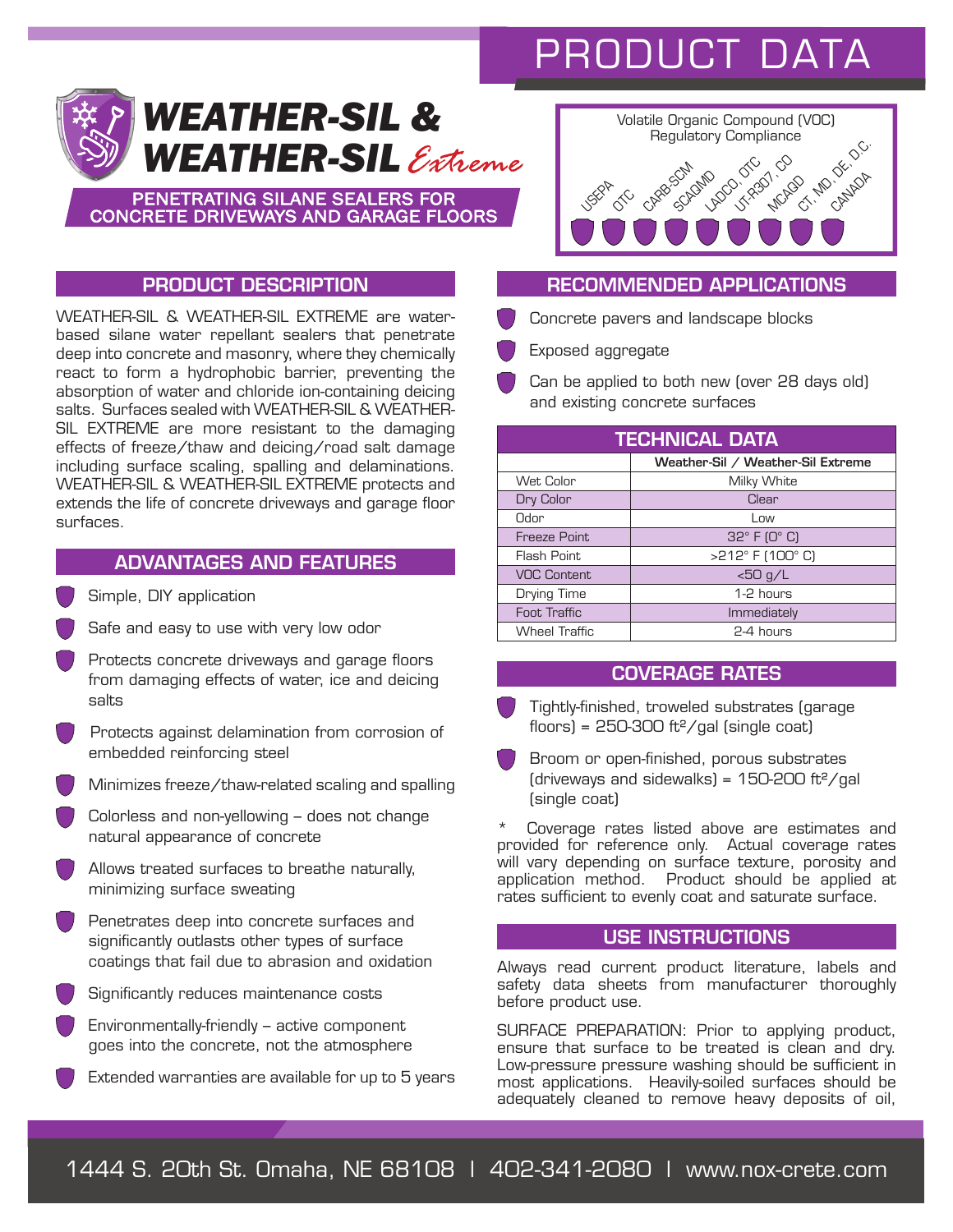# PRODUCT DATA

# WEATHER-SIL & WEATHER-SIL *Extreme*

**PENETRATING SILANE SEALERS FOR CONCRETE DRIVEWAYS AND GARAGE FLOORS**

Volatile Organic Compound (VOC) Regulatory Compliance

USEPA | OTC | CARB-SCM | SCAQMD | LADCO, OTC | UT-R307, CO | MCAQD | CT, MD, DE, D.C. | CANADA

## PRODUCT DESCRIPTION

WEATHER-SIL & WEATHER-SIL EXTREME are water-based silane water repellant sealers that penetrate deep into concrete and masonry, where they chemically react to form a hydrophobic barrier, preventing the absorption of water and chloride ion-containing deicing salts. Surfaces sealed with WEATHER-SIL & WEATHER-SIL EXTREME are more resistant to the damaging effects of freeze/thaw and deicing/road salt damage including surface scaling, spalling and delaminations. WEATHER-SIL & WEATHER-SIL EXTREME protects and extends the life of concrete driveways and garage floor surfaces.

## ADVANTAGES AND FEATURES

- Simple, DIY application
- Safe and easy to use with very low odor
- Protects concrete driveways and garage floors from damaging effects of water, ice and deicing salts
- Protects against delamination from corrosion of embedded reinforcing steel
- Minimizes freeze/thaw-related scaling and spalling
- Colorless and non-yellowing – does not change natural appearance of concrete
- Allows treated surfaces to breathe naturally, minimizing surface sweating
- Penetrates deep into concrete surfaces and significantly outlasts other types of surface coatings that fail due to abrasion and oxidation
- Significantly reduces maintenance costs
- Environmentally-friendly – active component goes into the concrete, not the atmosphere
- Extended warranties are available for up to 5 years

## RECOMMENDED APPLICATIONS

- Concrete pavers and landscape blocks
- Exposed aggregate
- Can be applied to both new (over 28 days old) and existing concrete surfaces

## TECHNICAL DATA

| | Weather-Sil / Weather-Sil Extreme |
|---|---|
| Wet Color | Milky White |
| Dry Color | Clear |
| Odor | Low |
| Freeze Point | 32° F (0° C) |
| Flash Point | >212° F (100° C) |
| VOC Content | <50 g/L |
| Drying Time | 1-2 hours |
| Foot Traffic | Immediately |
| Wheel Traffic | 2-4 hours |

## COVERAGE RATES

- Tightly-finished, troweled substrates (garage floors) = 250-300 ft²/gal (single coat)
- Broom or open-finished, porous substrates (driveways and sidewalks) = 150-200 ft²/gal (single coat)

\* Coverage rates listed above are estimates and provided for reference only. Actual coverage rates will vary depending on surface texture, porosity and application method. Product should be applied at rates sufficient to evenly coat and saturate surface.

## USE INSTRUCTIONS

Always read current product literature, labels and safety data sheets from manufacturer thoroughly before product use.

SURFACE PREPARATION: Prior to applying product, ensure that surface to be treated is clean and dry. Low-pressure pressure washing should be sufficient in most applications. Heavily-soiled surfaces should be adequately cleaned to remove heavy deposits of oil,

1444 S. 20th St. Omaha, NE 68108 | 402-341-2080 | www.nox-crete.com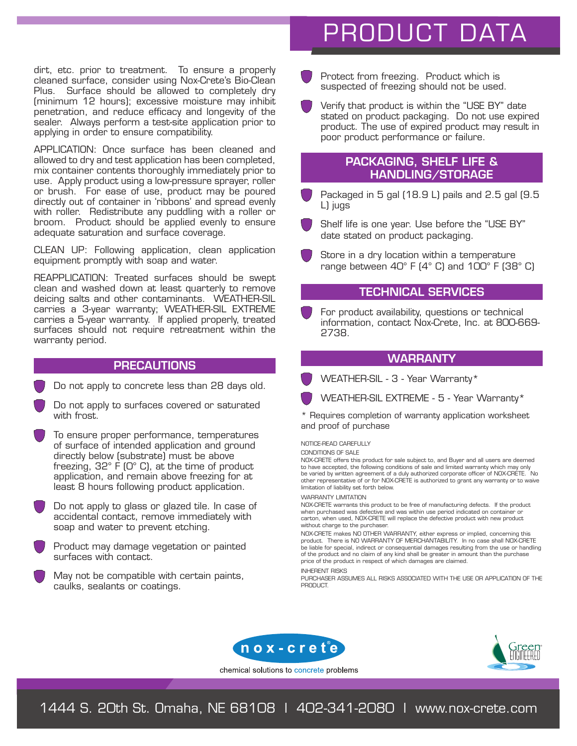# PRODUCT DATA

dirt, etc. prior to treatment. To ensure a properly cleaned surface, consider using Nox-Crete's Bio-Clean Plus. Surface should be allowed to completely dry (minimum 12 hours); excessive moisture may inhibit penetration, and reduce efficacy and longevity of the sealer. Always perform a test-site application prior to applying in order to ensure compatibility.

APPLICATION: Once surface has been cleaned and allowed to dry and test application has been completed, mix container contents thoroughly immediately prior to use. Apply product using a low-pressure sprayer, roller or brush. For ease of use, product may be poured directly out of container in 'ribbons' and spread evenly with roller. Redistribute any puddling with a roller or broom. Product should be applied evenly to ensure adequate saturation and surface coverage.

CLEAN UP: Following application, clean application equipment promptly with soap and water.

REAPPLICATION: Treated surfaces should be swept clean and washed down at least quarterly to remove deicing salts and other contaminants. WEATHER-SIL carries a 3-year warranty; WEATHER-SIL EXTREME carries a 5-year warranty. If applied properly, treated surfaces should not require retreatment within the warranty period.

## PRECAUTIONS

- Do not apply to concrete less than 28 days old.
- Do not apply to surfaces covered or saturated with frost.
- To ensure proper performance, temperatures of surface of intended application and ground directly below (substrate) must be above freezing, 32° F (0° C), at the time of product application, and remain above freezing for at least 8 hours following product application.
- Do not apply to glass or glazed tile. In case of accidental contact, remove immediately with soap and water to prevent etching.
- Product may damage vegetation or painted surfaces with contact.
- May not be compatible with certain paints, caulks, sealants or coatings.
- Protect from freezing. Product which is suspected of freezing should not be used.
- Verify that product is within the "USE BY" date stated on product packaging. Do not use expired product. The use of expired product may result in poor product performance or failure.

## PACKAGING, SHELF LIFE & HANDLING/STORAGE

- Packaged in 5 gal (18.9 L) pails and 2.5 gal (9.5 L) jugs
- Shelf life is one year. Use before the "USE BY" date stated on product packaging.
- Store in a dry location within a temperature range between 40° F (4° C) and 100° F (38° C)

## TECHNICAL SERVICES

- For product availability, questions or technical information, contact Nox-Crete, Inc. at 800-669-2738.

## WARRANTY

- WEATHER-SIL - 3 - Year Warranty*
- WEATHER-SIL EXTREME - 5 - Year Warranty*

* Requires completion of warranty application worksheet and proof of purchase

NOTICE-READ CAREFULLY

CONDITIONS OF SALE

NOX-CRETE offers this product for sale subject to, and Buyer and all users are deemed to have accepted, the following conditions of sale and limited warranty which may only be varied by written agreement of a duly authorized corporate officer of NOX-CRETE. No other representative of or for NOX-CRETE is authorized to grant any warranty or to waive limitation of liability set forth below.

WARRANTY LIMITATION

NOX-CRETE warrants this product to be free of manufacturing defects. If the product when purchased was defective and was within use period indicated on container or carton, when used, NOX-CRETE will replace the defective product with new product without charge to the purchaser.

NOX-CRETE makes NO OTHER WARRANTY, either express or implied, concerning this product. There is NO WARRANTY OF MERCHANTABILITY. In no case shall NOX-CRETE be liable for special, indirect or consequential damages resulting from the use or handling of the product and no claim of any kind shall be greater in amount than the purchase price of the product in respect of which damages are claimed.

INHERENT RISKS

PURCHASER ASSUMES ALL RISKS ASSOCIATED WITH THE USE OR APPLICATION OF THE PRODUCT.

nox-crete®

chemical solutions to concrete problems

Green® ENGINEERED

1444 S. 20th St. Omaha, NE 68108 | 402-341-2080 | www.nox-crete.com